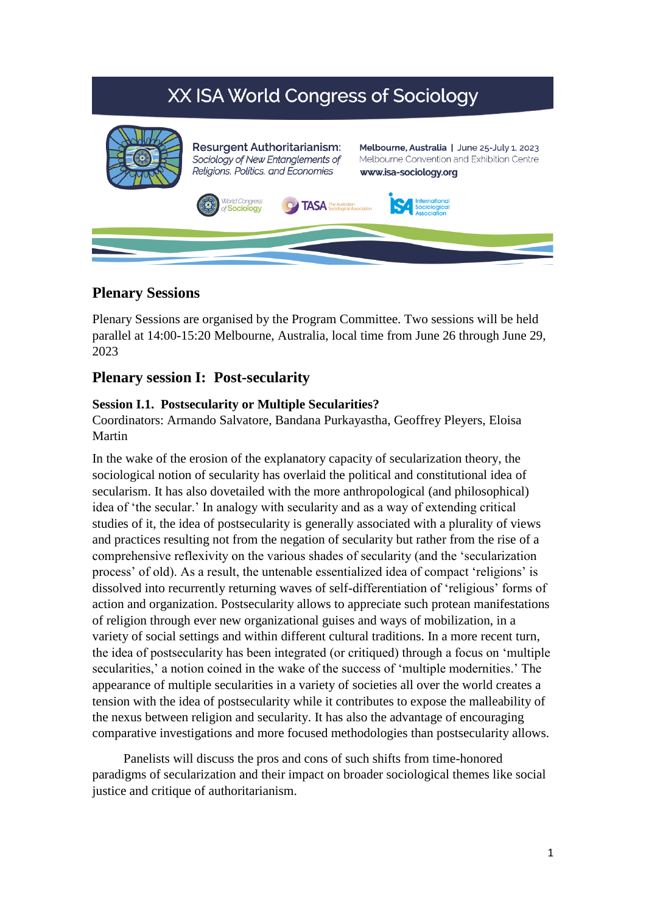# XX ISA World Congress of Sociology

**Resurgent Authoritarianism:** *Sociology of New Entanglements of Religions, Politics, and Economies*

**Melbourne, Australia** | June 25-July 1, 2023
Melbourne Convention and Exhibition Centre
**www.isa-sociology.org**

## Plenary Sessions

Plenary Sessions are organised by the Program Committee. Two sessions will be held parallel at 14:00-15:20 Melbourne, Australia, local time from June 26 through June 29, 2023

## Plenary session I: Post-secularity

### Session I.1. Postsecularity or Multiple Secularities?

Coordinators: Armando Salvatore, Bandana Purkayastha, Geoffrey Pleyers, Eloisa Martin

In the wake of the erosion of the explanatory capacity of secularization theory, the sociological notion of secularity has overlaid the political and constitutional idea of secularism. It has also dovetailed with the more anthropological (and philosophical) idea of 'the secular.' In analogy with secularity and as a way of extending critical studies of it, the idea of postsecularity is generally associated with a plurality of views and practices resulting not from the negation of secularity but rather from the rise of a comprehensive reflexivity on the various shades of secularity (and the 'secularization process' of old). As a result, the untenable essentialized idea of compact 'religions' is dissolved into recurrently returning waves of self-differentiation of 'religious' forms of action and organization. Postsecularity allows to appreciate such protean manifestations of religion through ever new organizational guises and ways of mobilization, in a variety of social settings and within different cultural traditions. In a more recent turn, the idea of postsecularity has been integrated (or critiqued) through a focus on 'multiple secularities,' a notion coined in the wake of the success of 'multiple modernities.' The appearance of multiple secularities in a variety of societies all over the world creates a tension with the idea of postsecularity while it contributes to expose the malleability of the nexus between religion and secularity. It has also the advantage of encouraging comparative investigations and more focused methodologies than postsecularity allows.

Panelists will discuss the pros and cons of such shifts from time-honored paradigms of secularization and their impact on broader sociological themes like social justice and critique of authoritarianism.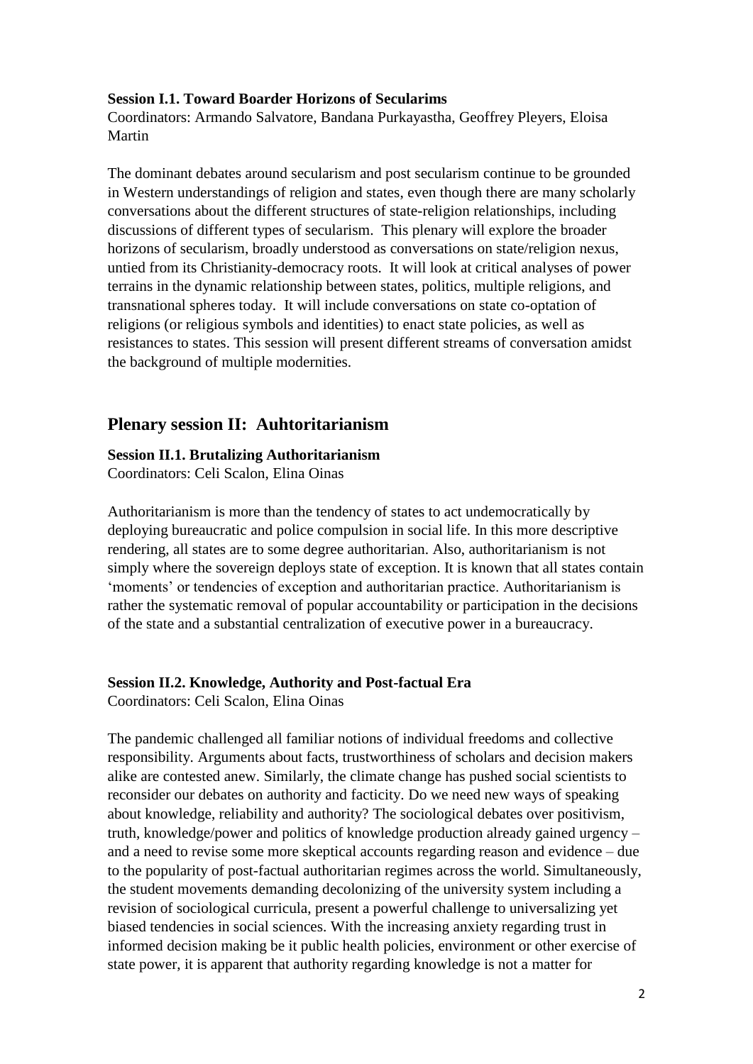**Session I.1. Toward Boarder Horizons of Secularims**

Coordinators: Armando Salvatore, Bandana Purkayastha, Geoffrey Pleyers, Eloisa Martin

The dominant debates around secularism and post secularism continue to be grounded in Western understandings of religion and states, even though there are many scholarly conversations about the different structures of state-religion relationships, including discussions of different types of secularism. This plenary will explore the broader horizons of secularism, broadly understood as conversations on state/religion nexus, untied from its Christianity-democracy roots. It will look at critical analyses of power terrains in the dynamic relationship between states, politics, multiple religions, and transnational spheres today. It will include conversations on state co-optation of religions (or religious symbols and identities) to enact state policies, as well as resistances to states. This session will present different streams of conversation amidst the background of multiple modernities.

## Plenary session II: Auhtoritarianism

**Session II.1. Brutalizing Authoritarianism**

Coordinators: Celi Scalon, Elina Oinas

Authoritarianism is more than the tendency of states to act undemocratically by deploying bureaucratic and police compulsion in social life. In this more descriptive rendering, all states are to some degree authoritarian. Also, authoritarianism is not simply where the sovereign deploys state of exception. It is known that all states contain 'moments' or tendencies of exception and authoritarian practice. Authoritarianism is rather the systematic removal of popular accountability or participation in the decisions of the state and a substantial centralization of executive power in a bureaucracy.

**Session II.2. Knowledge, Authority and Post-factual Era**

Coordinators: Celi Scalon, Elina Oinas

The pandemic challenged all familiar notions of individual freedoms and collective responsibility. Arguments about facts, trustworthiness of scholars and decision makers alike are contested anew. Similarly, the climate change has pushed social scientists to reconsider our debates on authority and facticity. Do we need new ways of speaking about knowledge, reliability and authority? The sociological debates over positivism, truth, knowledge/power and politics of knowledge production already gained urgency – and a need to revise some more skeptical accounts regarding reason and evidence – due to the popularity of post-factual authoritarian regimes across the world. Simultaneously, the student movements demanding decolonizing of the university system including a revision of sociological curricula, present a powerful challenge to universalizing yet biased tendencies in social sciences. With the increasing anxiety regarding trust in informed decision making be it public health policies, environment or other exercise of state power, it is apparent that authority regarding knowledge is not a matter for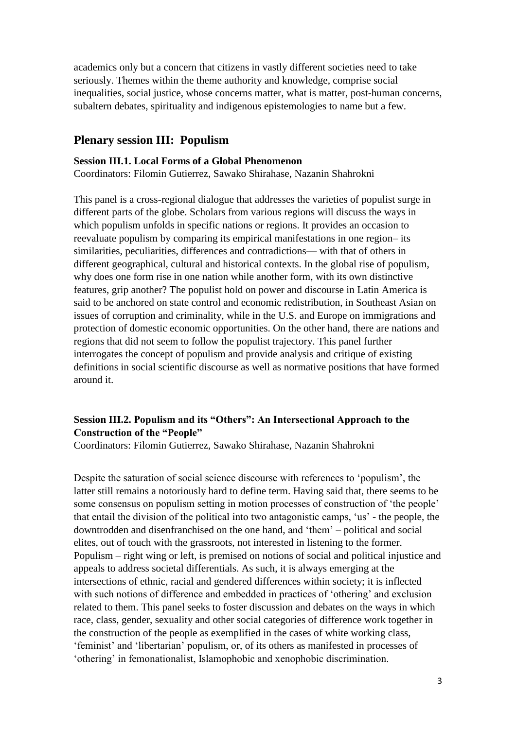academics only but a concern that citizens in vastly different societies need to take seriously. Themes within the theme authority and knowledge, comprise social inequalities, social justice, whose concerns matter, what is matter, post-human concerns, subaltern debates, spirituality and indigenous epistemologies to name but a few.

## Plenary session III: Populism

**Session III.1. Local Forms of a Global Phenomenon**
Coordinators: Filomin Gutierrez, Sawako Shirahase, Nazanin Shahrokni

This panel is a cross-regional dialogue that addresses the varieties of populist surge in different parts of the globe. Scholars from various regions will discuss the ways in which populism unfolds in specific nations or regions. It provides an occasion to reevaluate populism by comparing its empirical manifestations in one region– its similarities, peculiarities, differences and contradictions— with that of others in different geographical, cultural and historical contexts. In the global rise of populism, why does one form rise in one nation while another form, with its own distinctive features, grip another? The populist hold on power and discourse in Latin America is said to be anchored on state control and economic redistribution, in Southeast Asian on issues of corruption and criminality, while in the U.S. and Europe on immigrations and protection of domestic economic opportunities. On the other hand, there are nations and regions that did not seem to follow the populist trajectory. This panel further interrogates the concept of populism and provide analysis and critique of existing definitions in social scientific discourse as well as normative positions that have formed around it.

**Session III.2. Populism and its "Others": An Intersectional Approach to the Construction of the "People"**
Coordinators: Filomin Gutierrez, Sawako Shirahase, Nazanin Shahrokni

Despite the saturation of social science discourse with references to 'populism', the latter still remains a notoriously hard to define term. Having said that, there seems to be some consensus on populism setting in motion processes of construction of 'the people' that entail the division of the political into two antagonistic camps, 'us' - the people, the downtrodden and disenfranchised on the one hand, and 'them' – political and social elites, out of touch with the grassroots, not interested in listening to the former. Populism – right wing or left, is premised on notions of social and political injustice and appeals to address societal differentials. As such, it is always emerging at the intersections of ethnic, racial and gendered differences within society; it is inflected with such notions of difference and embedded in practices of 'othering' and exclusion related to them. This panel seeks to foster discussion and debates on the ways in which race, class, gender, sexuality and other social categories of difference work together in the construction of the people as exemplified in the cases of white working class, 'feminist' and 'libertarian' populism, or, of its others as manifested in processes of 'othering' in femonationalist, Islamophobic and xenophobic discrimination.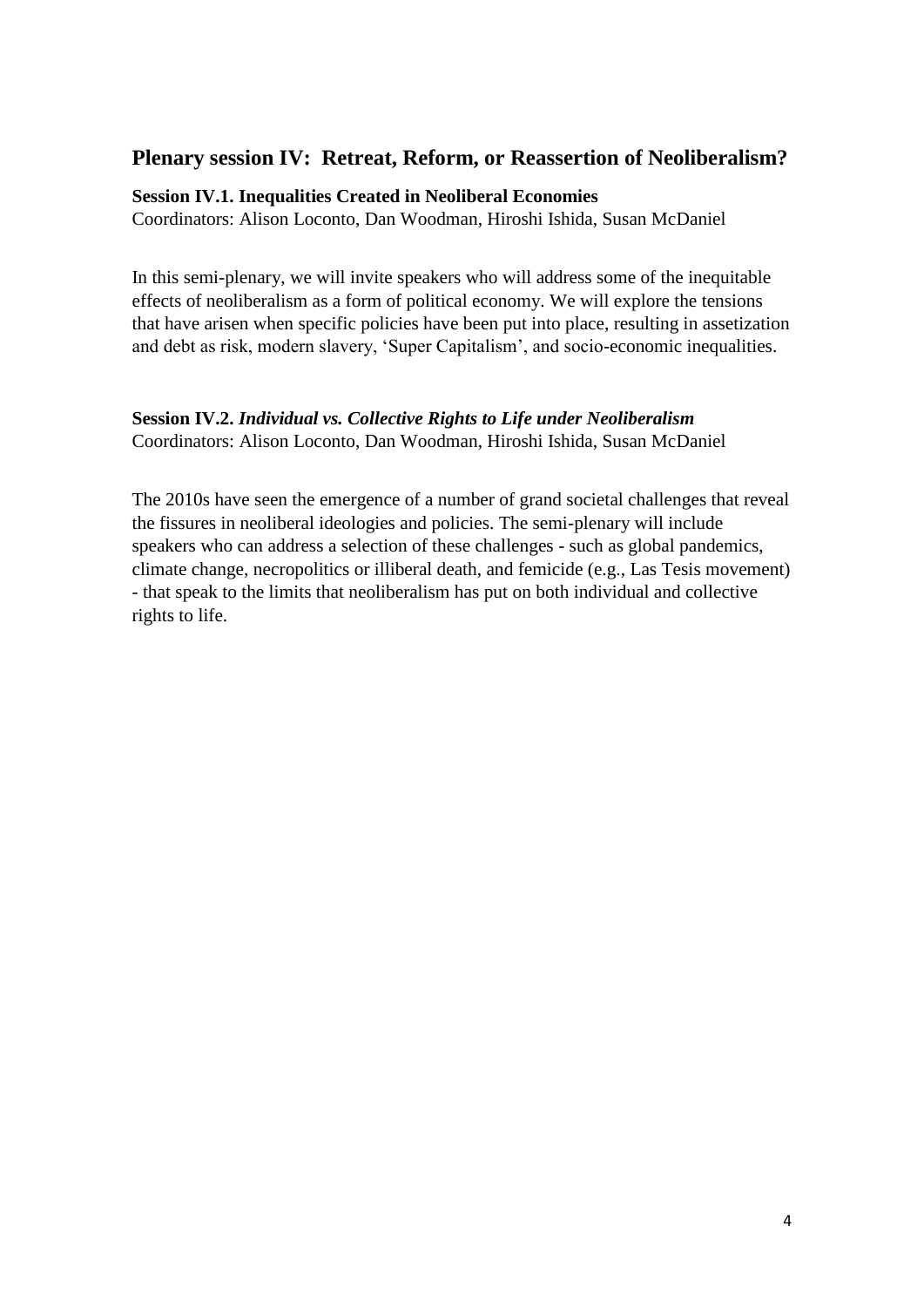## Plenary session IV: Retreat, Reform, or Reassertion of Neoliberalism?

**Session IV.1. Inequalities Created in Neoliberal Economies**
Coordinators: Alison Loconto, Dan Woodman, Hiroshi Ishida, Susan McDaniel

In this semi-plenary, we will invite speakers who will address some of the inequitable effects of neoliberalism as a form of political economy. We will explore the tensions that have arisen when specific policies have been put into place, resulting in assetization and debt as risk, modern slavery, 'Super Capitalism', and socio-economic inequalities.

**Session IV.2.** ***Individual vs. Collective Rights to Life under Neoliberalism***
Coordinators: Alison Loconto, Dan Woodman, Hiroshi Ishida, Susan McDaniel

The 2010s have seen the emergence of a number of grand societal challenges that reveal the fissures in neoliberal ideologies and policies. The semi-plenary will include speakers who can address a selection of these challenges - such as global pandemics, climate change, necropolitics or illiberal death, and femicide (e.g., Las Tesis movement) - that speak to the limits that neoliberalism has put on both individual and collective rights to life.